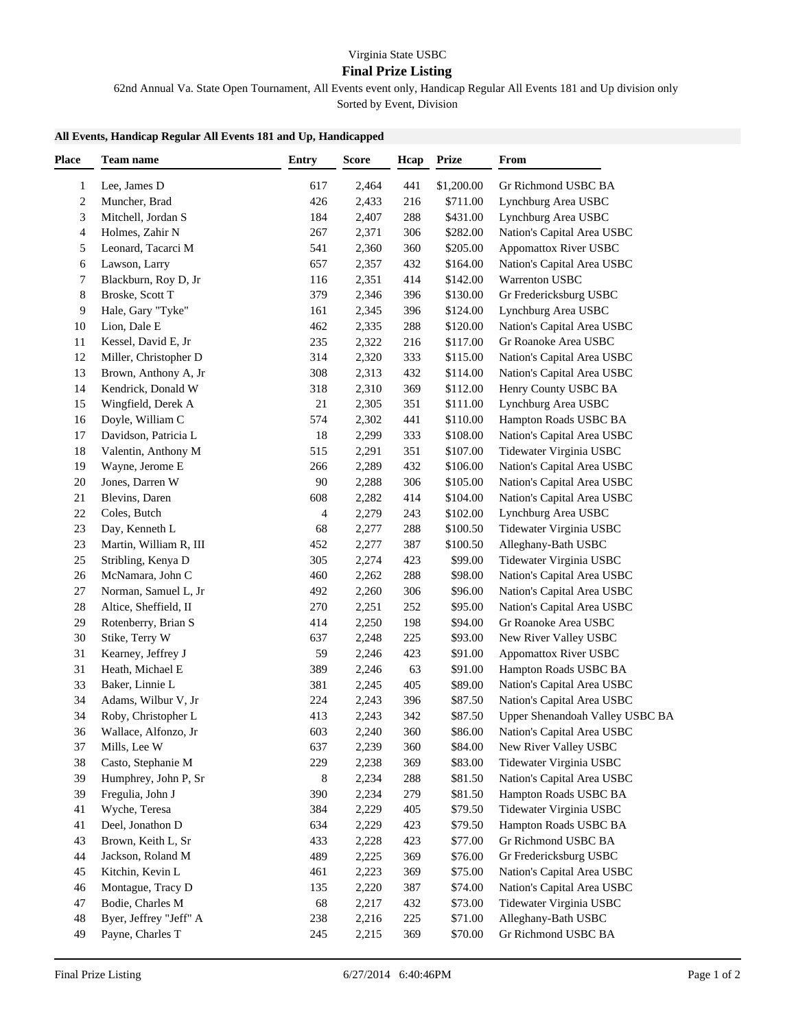Virginia State USBC

## Final Prize Listing

62nd Annual Va. State Open Tournament, All Events event only, Handicap Regular All Events 181 and Up division only

Sorted by Event, Division

### All Events, Handicap Regular All Events 181 and Up, Handicapped

| Place | Team name | Entry | Score | Hcap | Prize | From |
|---|---|---|---|---|---|---|
| 1 | Lee, James D | 617 | 2,464 | 441 | $1,200.00 | Gr Richmond USBC BA |
| 2 | Muncher, Brad | 426 | 2,433 | 216 | $711.00 | Lynchburg Area USBC |
| 3 | Mitchell, Jordan S | 184 | 2,407 | 288 | $431.00 | Lynchburg Area USBC |
| 4 | Holmes, Zahir N | 267 | 2,371 | 306 | $282.00 | Nation's Capital Area USBC |
| 5 | Leonard, Tacarci M | 541 | 2,360 | 360 | $205.00 | Appomattox River USBC |
| 6 | Lawson, Larry | 657 | 2,357 | 432 | $164.00 | Nation's Capital Area USBC |
| 7 | Blackburn, Roy D, Jr | 116 | 2,351 | 414 | $142.00 | Warrenton USBC |
| 8 | Broske, Scott T | 379 | 2,346 | 396 | $130.00 | Gr Fredericksburg USBC |
| 9 | Hale, Gary "Tyke" | 161 | 2,345 | 396 | $124.00 | Lynchburg Area USBC |
| 10 | Lion, Dale E | 462 | 2,335 | 288 | $120.00 | Nation's Capital Area USBC |
| 11 | Kessel, David E, Jr | 235 | 2,322 | 216 | $117.00 | Gr Roanoke Area USBC |
| 12 | Miller, Christopher D | 314 | 2,320 | 333 | $115.00 | Nation's Capital Area USBC |
| 13 | Brown, Anthony A, Jr | 308 | 2,313 | 432 | $114.00 | Nation's Capital Area USBC |
| 14 | Kendrick, Donald W | 318 | 2,310 | 369 | $112.00 | Henry County USBC BA |
| 15 | Wingfield, Derek A | 21 | 2,305 | 351 | $111.00 | Lynchburg Area USBC |
| 16 | Doyle, William C | 574 | 2,302 | 441 | $110.00 | Hampton Roads USBC BA |
| 17 | Davidson, Patricia L | 18 | 2,299 | 333 | $108.00 | Nation's Capital Area USBC |
| 18 | Valentin, Anthony M | 515 | 2,291 | 351 | $107.00 | Tidewater Virginia USBC |
| 19 | Wayne, Jerome E | 266 | 2,289 | 432 | $106.00 | Nation's Capital Area USBC |
| 20 | Jones, Darren W | 90 | 2,288 | 306 | $105.00 | Nation's Capital Area USBC |
| 21 | Blevins, Daren | 608 | 2,282 | 414 | $104.00 | Nation's Capital Area USBC |
| 22 | Coles, Butch | 4 | 2,279 | 243 | $102.00 | Lynchburg Area USBC |
| 23 | Day, Kenneth L | 68 | 2,277 | 288 | $100.50 | Tidewater Virginia USBC |
| 23 | Martin, William R, III | 452 | 2,277 | 387 | $100.50 | Alleghany-Bath USBC |
| 25 | Stribling, Kenya D | 305 | 2,274 | 423 | $99.00 | Tidewater Virginia USBC |
| 26 | McNamara, John C | 460 | 2,262 | 288 | $98.00 | Nation's Capital Area USBC |
| 27 | Norman, Samuel L, Jr | 492 | 2,260 | 306 | $96.00 | Nation's Capital Area USBC |
| 28 | Altice, Sheffield, II | 270 | 2,251 | 252 | $95.00 | Nation's Capital Area USBC |
| 29 | Rotenberry, Brian S | 414 | 2,250 | 198 | $94.00 | Gr Roanoke Area USBC |
| 30 | Stike, Terry W | 637 | 2,248 | 225 | $93.00 | New River Valley USBC |
| 31 | Kearney, Jeffrey J | 59 | 2,246 | 423 | $91.00 | Appomattox River USBC |
| 31 | Heath, Michael E | 389 | 2,246 | 63 | $91.00 | Hampton Roads USBC BA |
| 33 | Baker, Linnie L | 381 | 2,245 | 405 | $89.00 | Nation's Capital Area USBC |
| 34 | Adams, Wilbur V, Jr | 224 | 2,243 | 396 | $87.50 | Nation's Capital Area USBC |
| 34 | Roby, Christopher L | 413 | 2,243 | 342 | $87.50 | Upper Shenandoah Valley USBC BA |
| 36 | Wallace, Alfonzo, Jr | 603 | 2,240 | 360 | $86.00 | Nation's Capital Area USBC |
| 37 | Mills, Lee W | 637 | 2,239 | 360 | $84.00 | New River Valley USBC |
| 38 | Casto, Stephanie M | 229 | 2,238 | 369 | $83.00 | Tidewater Virginia USBC |
| 39 | Humphrey, John P, Sr | 8 | 2,234 | 288 | $81.50 | Nation's Capital Area USBC |
| 39 | Fregulia, John J | 390 | 2,234 | 279 | $81.50 | Hampton Roads USBC BA |
| 41 | Wyche, Teresa | 384 | 2,229 | 405 | $79.50 | Tidewater Virginia USBC |
| 41 | Deel, Jonathon D | 634 | 2,229 | 423 | $79.50 | Hampton Roads USBC BA |
| 43 | Brown, Keith L, Sr | 433 | 2,228 | 423 | $77.00 | Gr Richmond USBC BA |
| 44 | Jackson, Roland M | 489 | 2,225 | 369 | $76.00 | Gr Fredericksburg USBC |
| 45 | Kitchin, Kevin L | 461 | 2,223 | 369 | $75.00 | Nation's Capital Area USBC |
| 46 | Montague, Tracy D | 135 | 2,220 | 387 | $74.00 | Nation's Capital Area USBC |
| 47 | Bodie, Charles M | 68 | 2,217 | 432 | $73.00 | Tidewater Virginia USBC |
| 48 | Byer, Jeffrey "Jeff" A | 238 | 2,216 | 225 | $71.00 | Alleghany-Bath USBC |
| 49 | Payne, Charles T | 245 | 2,215 | 369 | $70.00 | Gr Richmond USBC BA |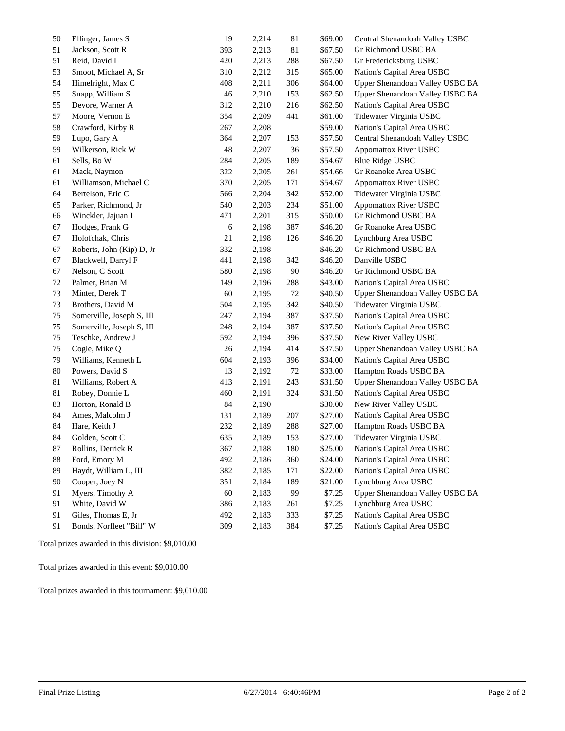| | | | | | | |
|---|---|---|---|---|---|---|
| 50 | Ellinger, James S | 19 | 2,214 | 81 | $69.00 | Central Shenandoah Valley USBC |
| 51 | Jackson, Scott R | 393 | 2,213 | 81 | $67.50 | Gr Richmond USBC BA |
| 51 | Reid, David L | 420 | 2,213 | 288 | $67.50 | Gr Fredericksburg USBC |
| 53 | Smoot, Michael A, Sr | 310 | 2,212 | 315 | $65.00 | Nation's Capital Area USBC |
| 54 | Himelright, Max C | 408 | 2,211 | 306 | $64.00 | Upper Shenandoah Valley USBC BA |
| 55 | Snapp, William S | 46 | 2,210 | 153 | $62.50 | Upper Shenandoah Valley USBC BA |
| 55 | Devore, Warner A | 312 | 2,210 | 216 | $62.50 | Nation's Capital Area USBC |
| 57 | Moore, Vernon E | 354 | 2,209 | 441 | $61.00 | Tidewater Virginia USBC |
| 58 | Crawford, Kirby R | 267 | 2,208 | | $59.00 | Nation's Capital Area USBC |
| 59 | Lupo, Gary A | 364 | 2,207 | 153 | $57.50 | Central Shenandoah Valley USBC |
| 59 | Wilkerson, Rick W | 48 | 2,207 | 36 | $57.50 | Appomattox River USBC |
| 61 | Sells, Bo W | 284 | 2,205 | 189 | $54.67 | Blue Ridge USBC |
| 61 | Mack, Naymon | 322 | 2,205 | 261 | $54.66 | Gr Roanoke Area USBC |
| 61 | Williamson, Michael C | 370 | 2,205 | 171 | $54.67 | Appomattox River USBC |
| 64 | Bertelson, Eric C | 566 | 2,204 | 342 | $52.00 | Tidewater Virginia USBC |
| 65 | Parker, Richmond, Jr | 540 | 2,203 | 234 | $51.00 | Appomattox River USBC |
| 66 | Winckler, Jajuan L | 471 | 2,201 | 315 | $50.00 | Gr Richmond USBC BA |
| 67 | Hodges, Frank G | 6 | 2,198 | 387 | $46.20 | Gr Roanoke Area USBC |
| 67 | Holofchak, Chris | 21 | 2,198 | 126 | $46.20 | Lynchburg Area USBC |
| 67 | Roberts, John (Kip) D, Jr | 332 | 2,198 | | $46.20 | Gr Richmond USBC BA |
| 67 | Blackwell, Darryl F | 441 | 2,198 | 342 | $46.20 | Danville USBC |
| 67 | Nelson, C Scott | 580 | 2,198 | 90 | $46.20 | Gr Richmond USBC BA |
| 72 | Palmer, Brian M | 149 | 2,196 | 288 | $43.00 | Nation's Capital Area USBC |
| 73 | Minter, Derek T | 60 | 2,195 | 72 | $40.50 | Upper Shenandoah Valley USBC BA |
| 73 | Brothers, David M | 504 | 2,195 | 342 | $40.50 | Tidewater Virginia USBC |
| 75 | Somerville, Joseph S, III | 247 | 2,194 | 387 | $37.50 | Nation's Capital Area USBC |
| 75 | Somerville, Joseph S, III | 248 | 2,194 | 387 | $37.50 | Nation's Capital Area USBC |
| 75 | Teschke, Andrew J | 592 | 2,194 | 396 | $37.50 | New River Valley USBC |
| 75 | Cogle, Mike Q | 26 | 2,194 | 414 | $37.50 | Upper Shenandoah Valley USBC BA |
| 79 | Williams, Kenneth L | 604 | 2,193 | 396 | $34.00 | Nation's Capital Area USBC |
| 80 | Powers, David S | 13 | 2,192 | 72 | $33.00 | Hampton Roads USBC BA |
| 81 | Williams, Robert A | 413 | 2,191 | 243 | $31.50 | Upper Shenandoah Valley USBC BA |
| 81 | Robey, Donnie L | 460 | 2,191 | 324 | $31.50 | Nation's Capital Area USBC |
| 83 | Horton, Ronald B | 84 | 2,190 | | $30.00 | New River Valley USBC |
| 84 | Ames, Malcolm J | 131 | 2,189 | 207 | $27.00 | Nation's Capital Area USBC |
| 84 | Hare, Keith J | 232 | 2,189 | 288 | $27.00 | Hampton Roads USBC BA |
| 84 | Golden, Scott C | 635 | 2,189 | 153 | $27.00 | Tidewater Virginia USBC |
| 87 | Rollins, Derrick R | 367 | 2,188 | 180 | $25.00 | Nation's Capital Area USBC |
| 88 | Ford, Emory M | 492 | 2,186 | 360 | $24.00 | Nation's Capital Area USBC |
| 89 | Haydt, William L, III | 382 | 2,185 | 171 | $22.00 | Nation's Capital Area USBC |
| 90 | Cooper, Joey N | 351 | 2,184 | 189 | $21.00 | Lynchburg Area USBC |
| 91 | Myers, Timothy A | 60 | 2,183 | 99 | $7.25 | Upper Shenandoah Valley USBC BA |
| 91 | White, David W | 386 | 2,183 | 261 | $7.25 | Lynchburg Area USBC |
| 91 | Giles, Thomas E, Jr | 492 | 2,183 | 333 | $7.25 | Nation's Capital Area USBC |
| 91 | Bonds, Norfleet "Bill" W | 309 | 2,183 | 384 | $7.25 | Nation's Capital Area USBC |

Total prizes awarded in this division: $9,010.00

Total prizes awarded in this event: $9,010.00

Total prizes awarded in this tournament: $9,010.00

Final Prize Listing 6/27/2014 6:40:46PM